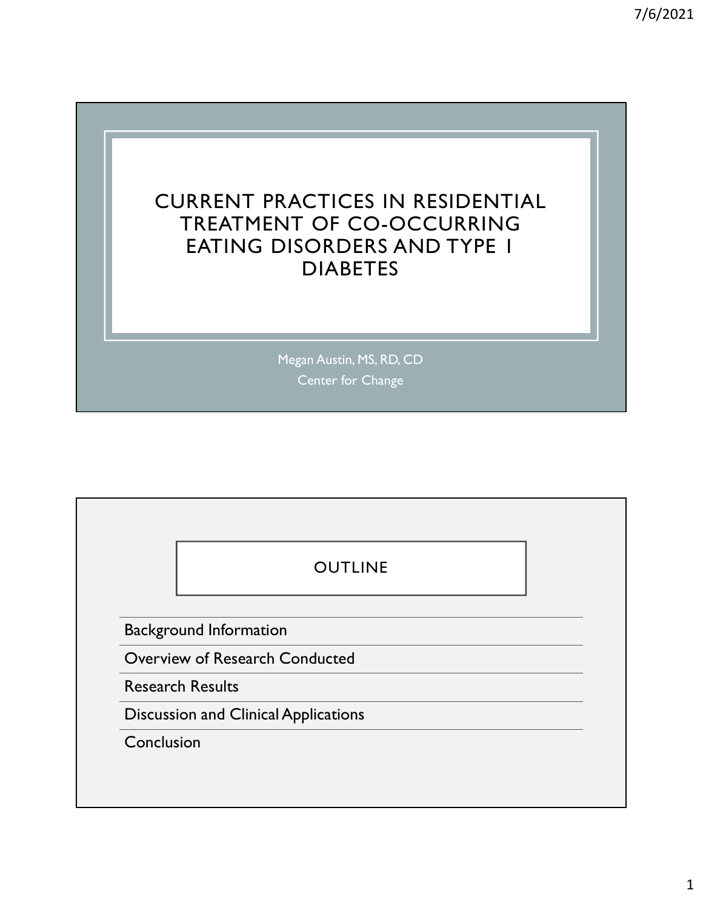# CURRENT PRACTICES IN RESIDENTIAL TREATMENT OF CO-OCCURRING EATING DISORDERS AND TYPE 1 DIABETES

Megan Austin, MS, RD, CD

Center for Change

## OUTLINE

- Background Information
- Overview of Research Conducted
- Research Results
- Discussion and Clinical Applications
- Conclusion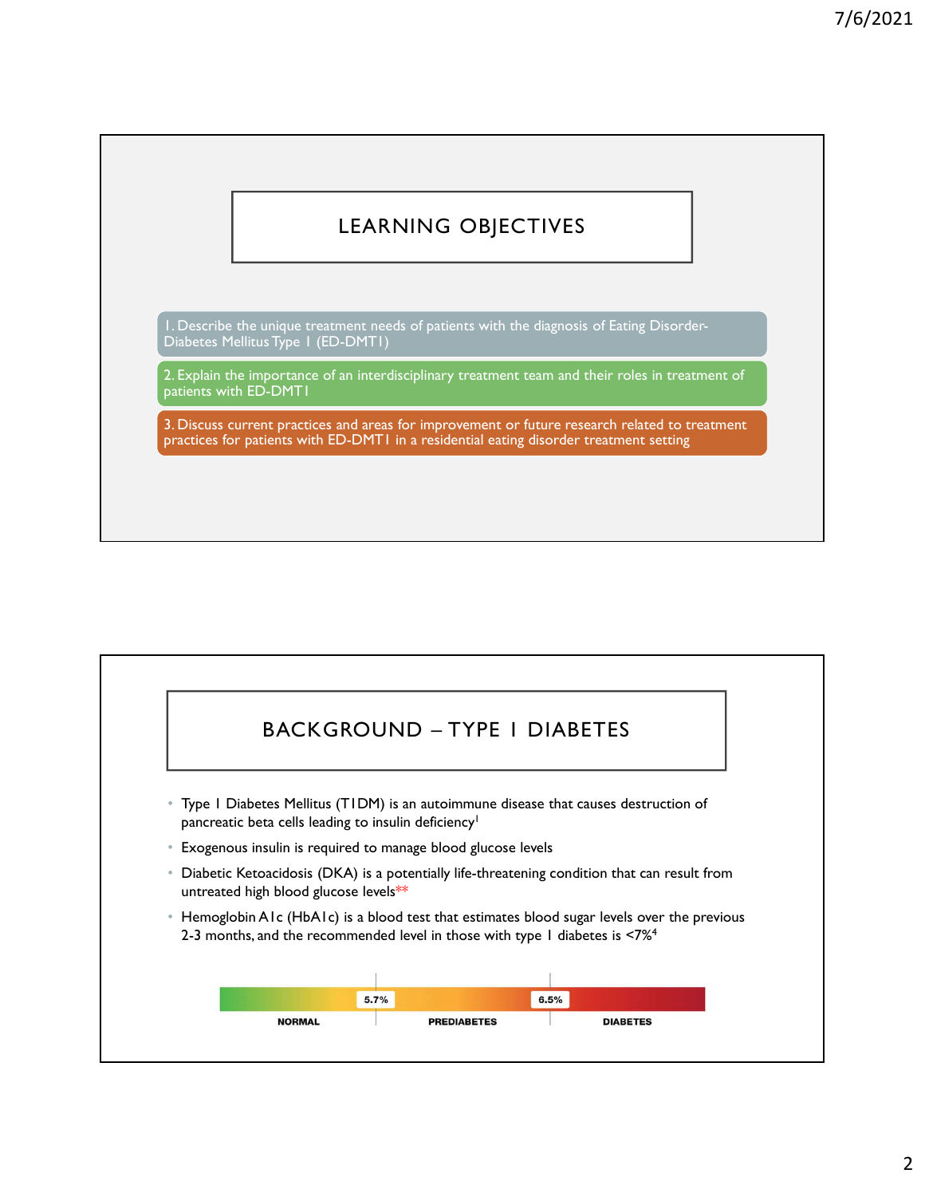## LEARNING OBJECTIVES

1. Describe the unique treatment needs of patients with the diagnosis of Eating Disorder-Diabetes Mellitus Type 1 (ED-DMT1)
2. Explain the importance of an interdisciplinary treatment team and their roles in treatment of patients with ED-DMT1
3. Discuss current practices and areas for improvement or future research related to treatment practices for patients with ED-DMT1 in a residential eating disorder treatment setting

## BACKGROUND – TYPE 1 DIABETES

- Type 1 Diabetes Mellitus (T1DM) is an autoimmune disease that causes destruction of pancreatic beta cells leading to insulin deficiency[1]
- Exogenous insulin is required to manage blood glucose levels
- Diabetic Ketoacidosis (DKA) is a potentially life-threatening condition that can result from untreated high blood glucose levels**
- Hemoglobin A1c (HbA1c) is a blood test that estimates blood sugar levels over the previous 2-3 months, and the recommended level in those with type 1 diabetes is <7%[4]

| NORMAL | 5.7% | PREDIABETES | 6.5% | DIABETES |
|---|---|---|---|---|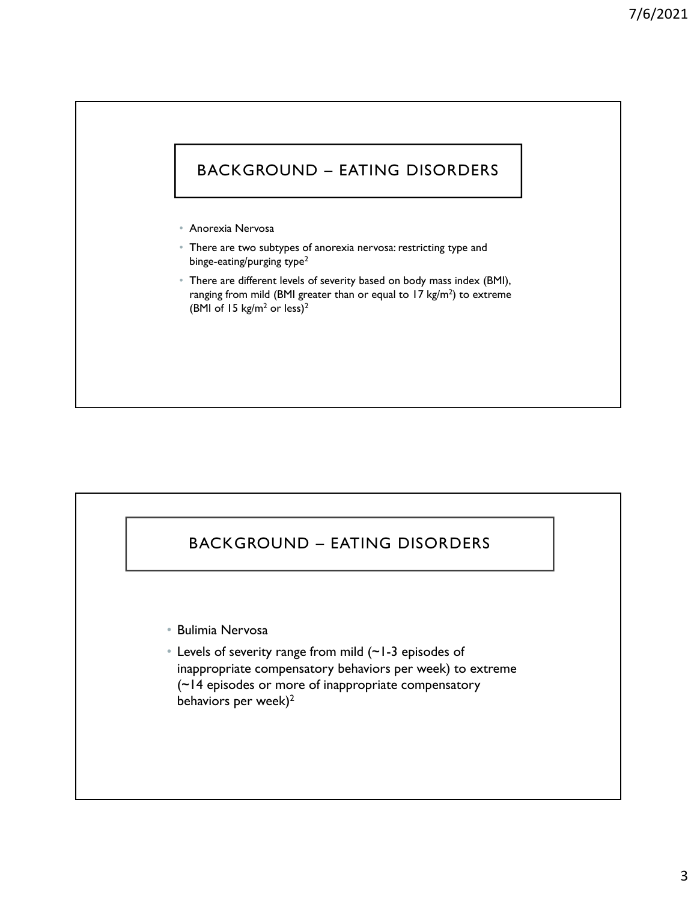## BACKGROUND – EATING DISORDERS

- Anorexia Nervosa
- There are two subtypes of anorexia nervosa: restricting type and binge-eating/purging type[2]
- There are different levels of severity based on body mass index (BMI), ranging from mild (BMI greater than or equal to 17 $kg/m^2$) to extreme (BMI of 15 $kg/m^2$ or less)[2]

## BACKGROUND – EATING DISORDERS

- Bulimia Nervosa
- Levels of severity range from mild (~1-3 episodes of inappropriate compensatory behaviors per week) to extreme (~14 episodes or more of inappropriate compensatory behaviors per week)[2]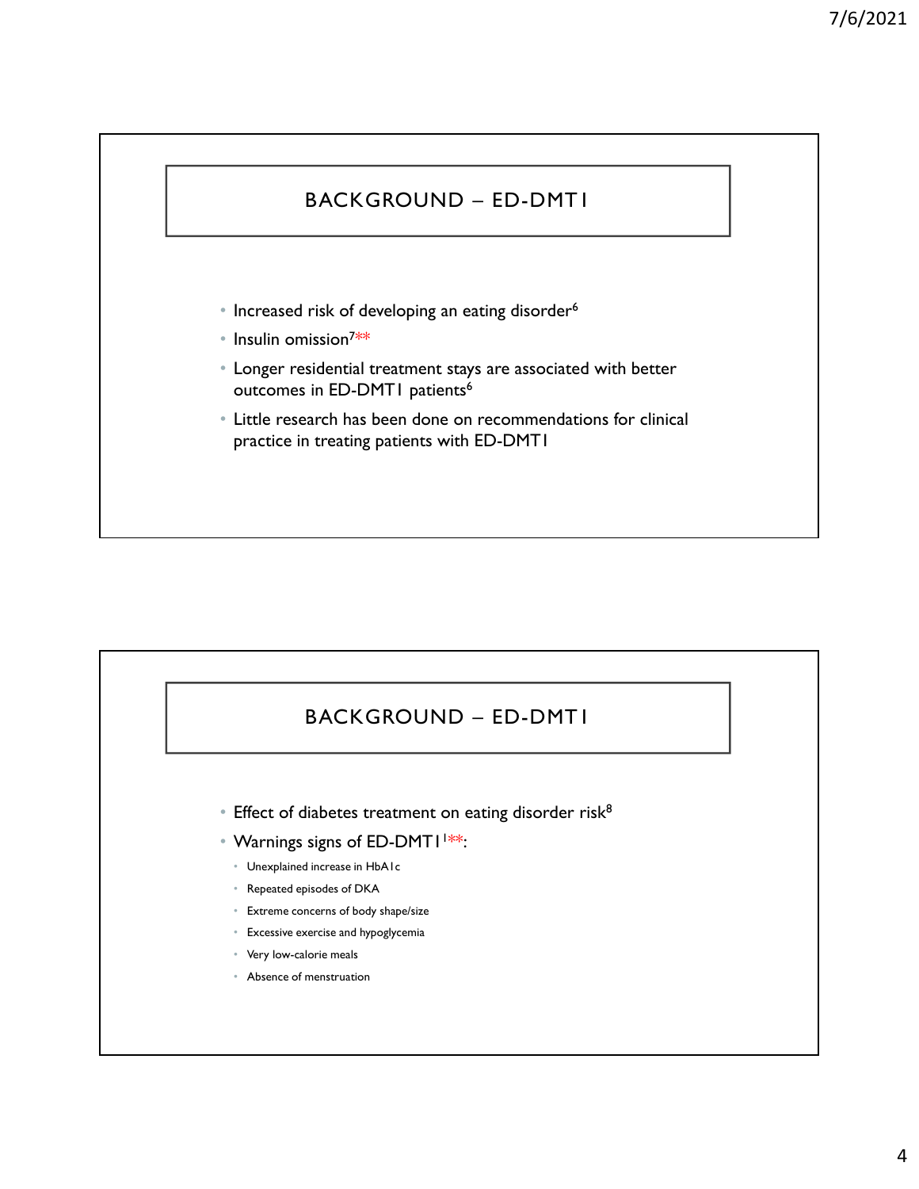## BACKGROUND – ED-DMT1

- Increased risk of developing an eating disorder[6]
- Insulin omission[7]**
- Longer residential treatment stays are associated with better outcomes in ED-DMT1 patients[6]
- Little research has been done on recommendations for clinical practice in treating patients with ED-DMT1

## BACKGROUND – ED-DMT1

- Effect of diabetes treatment on eating disorder risk[8]
- Warnings signs of ED-DMT1[1]**:
  - Unexplained increase in HbA1c
  - Repeated episodes of DKA
  - Extreme concerns of body shape/size
  - Excessive exercise and hypoglycemia
  - Very low-calorie meals
  - Absence of menstruation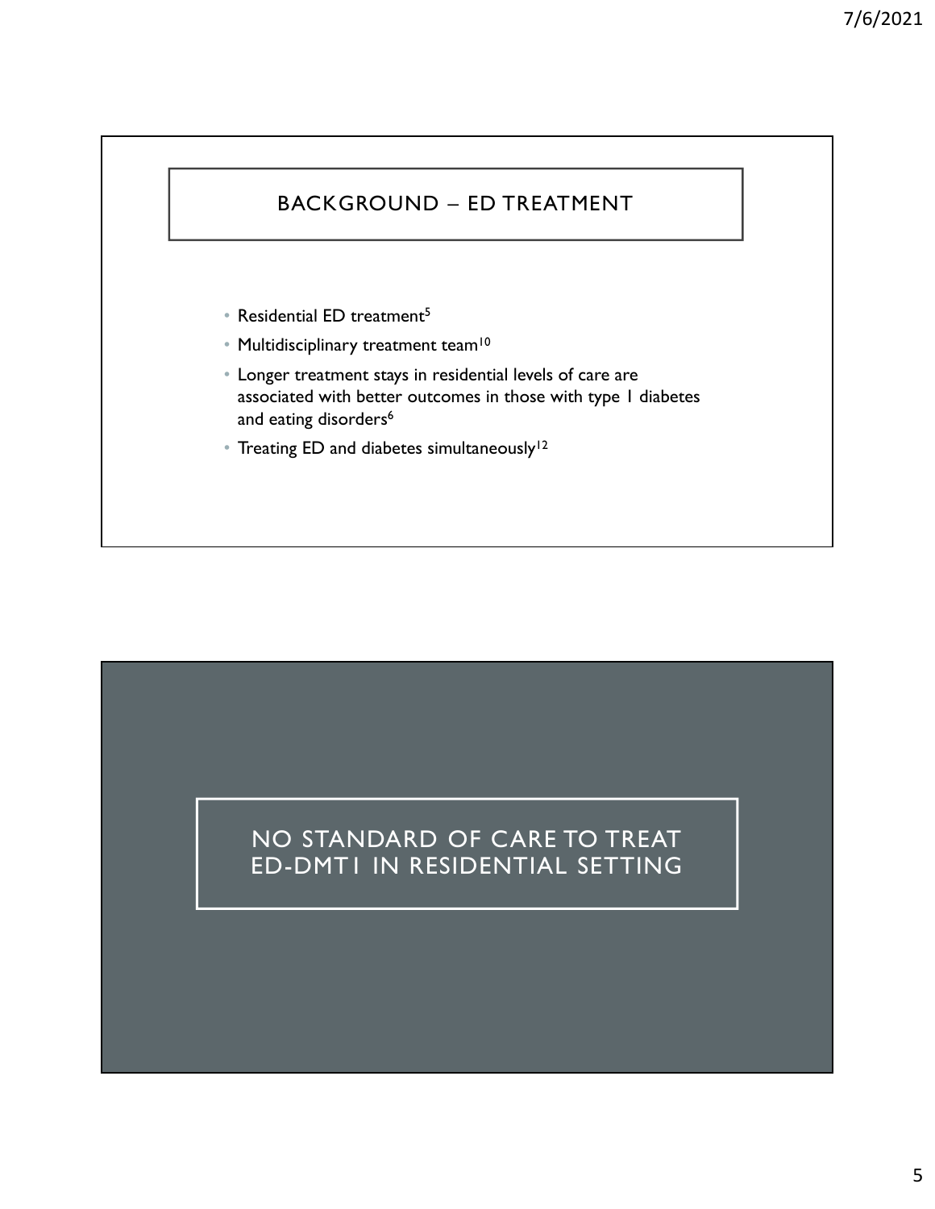## BACKGROUND – ED TREATMENT

- Residential ED treatment[5]
- Multidisciplinary treatment team[10]
- Longer treatment stays in residential levels of care are associated with better outcomes in those with type 1 diabetes and eating disorders[6]
- Treating ED and diabetes simultaneously[12]

## NO STANDARD OF CARE TO TREAT ED-DMT1 IN RESIDENTIAL SETTING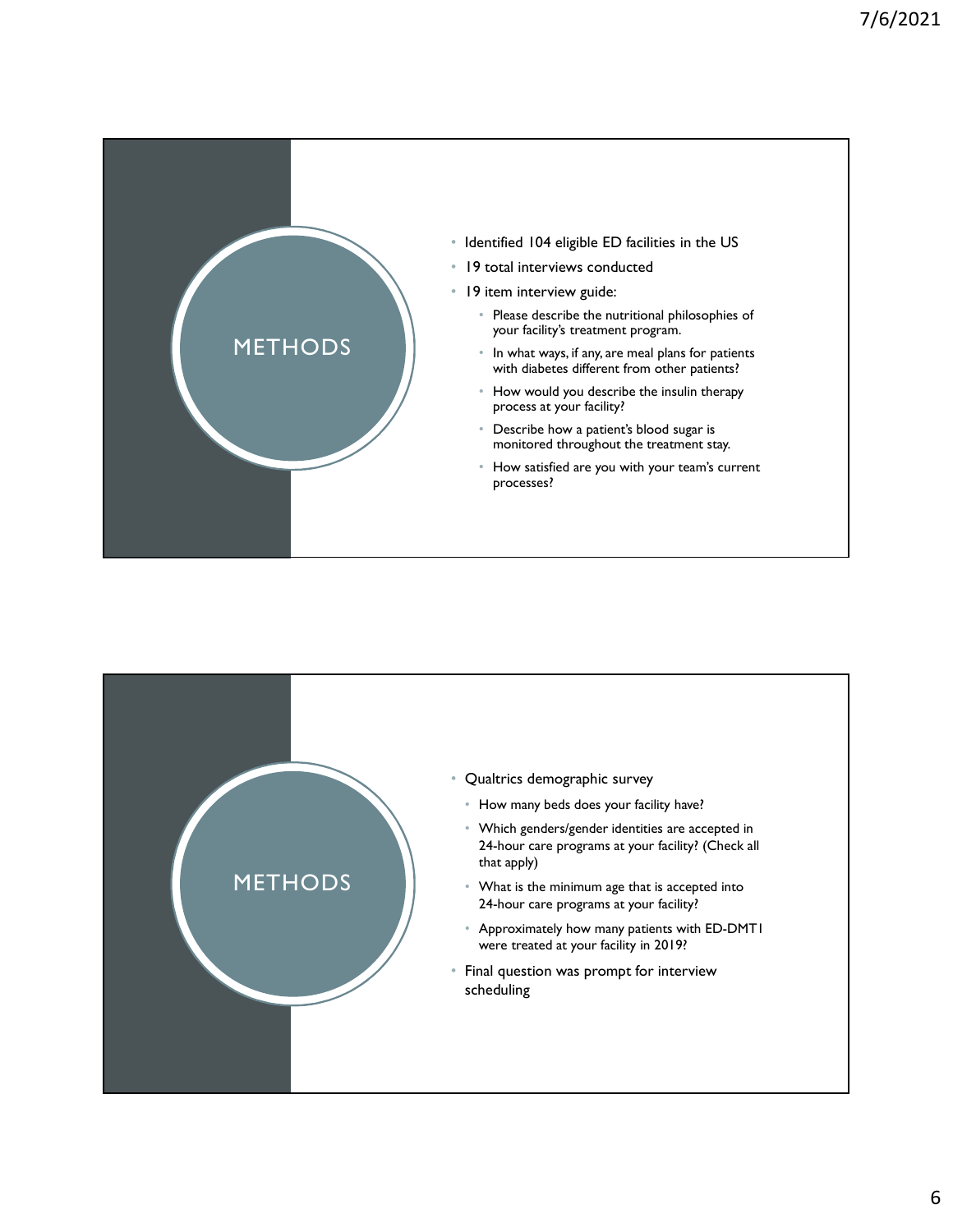## METHODS

- Identified 104 eligible ED facilities in the US
- 19 total interviews conducted
- 19 item interview guide:
  - Please describe the nutritional philosophies of your facility's treatment program.
  - In what ways, if any, are meal plans for patients with diabetes different from other patients?
  - How would you describe the insulin therapy process at your facility?
  - Describe how a patient's blood sugar is monitored throughout the treatment stay.
  - How satisfied are you with your team's current processes?

## METHODS

- Qualtrics demographic survey
  - How many beds does your facility have?
  - Which genders/gender identities are accepted in 24-hour care programs at your facility? (Check all that apply)
  - What is the minimum age that is accepted into 24-hour care programs at your facility?
  - Approximately how many patients with ED-DMT1 were treated at your facility in 2019?
- Final question was prompt for interview scheduling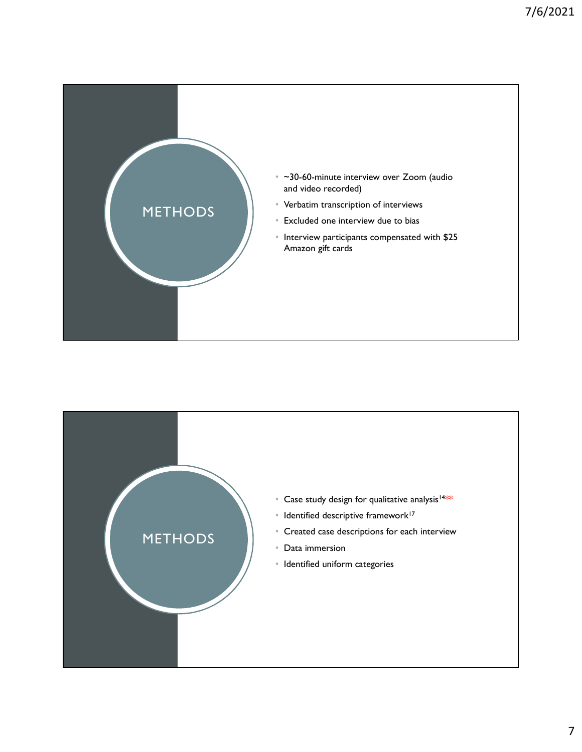## METHODS

- ~30-60-minute interview over Zoom (audio and video recorded)
- Verbatim transcription of interviews
- Excluded one interview due to bias
- Interview participants compensated with $25 Amazon gift cards

## METHODS

- Case study design for qualitative analysis[14]**
- Identified descriptive framework[17]
- Created case descriptions for each interview
- Data immersion
- Identified uniform categories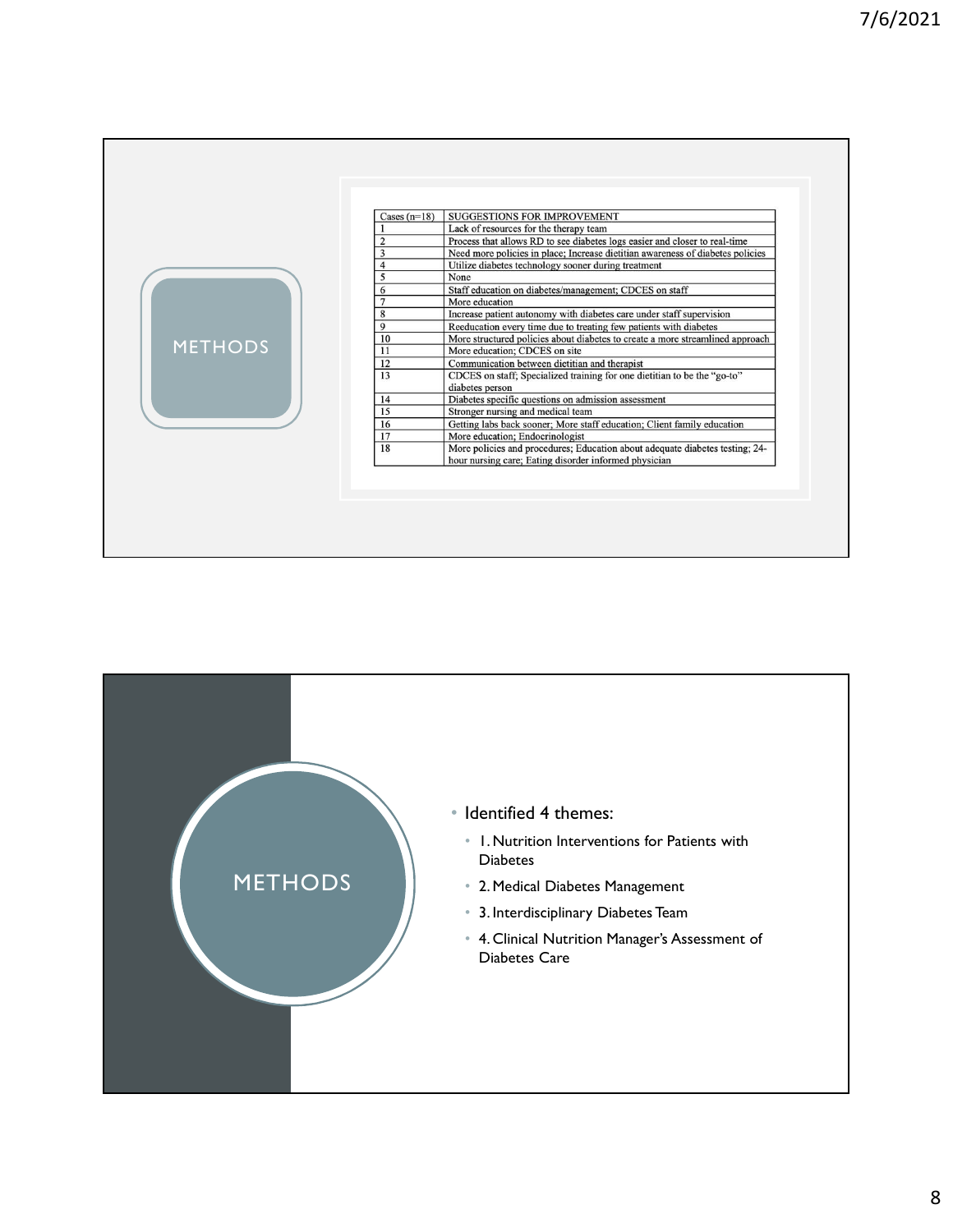## METHODS

| Cases (n=18) | SUGGESTIONS FOR IMPROVEMENT |
|---|---|
| 1 | Lack of resources for the therapy team |
| 2 | Process that allows RD to see diabetes logs easier and closer to real-time |
| 3 | Need more policies in place; Increase dietitian awareness of diabetes policies |
| 4 | Utilize diabetes technology sooner during treatment |
| 5 | None |
| 6 | Staff education on diabetes/management; CDCES on staff |
| 7 | More education |
| 8 | Increase patient autonomy with diabetes care under staff supervision |
| 9 | Reeducation every time due to treating few patients with diabetes |
| 10 | More structured policies about diabetes to create a more streamlined approach |
| 11 | More education; CDCES on site |
| 12 | Communication between dietitian and therapist |
| 13 | CDCES on staff; Specialized training for one dietitian to be the "go-to" diabetes person |
| 14 | Diabetes specific questions on admission assessment |
| 15 | Stronger nursing and medical team |
| 16 | Getting labs back sooner; More staff education; Client family education |
| 17 | More education; Endocrinologist |
| 18 | More policies and procedures; Education about adequate diabetes testing; 24-hour nursing care; Eating disorder informed physician |

## METHODS

- Identified 4 themes:
  - 1. Nutrition Interventions for Patients with Diabetes
  - 2. Medical Diabetes Management
  - 3. Interdisciplinary Diabetes Team
  - 4. Clinical Nutrition Manager's Assessment of Diabetes Care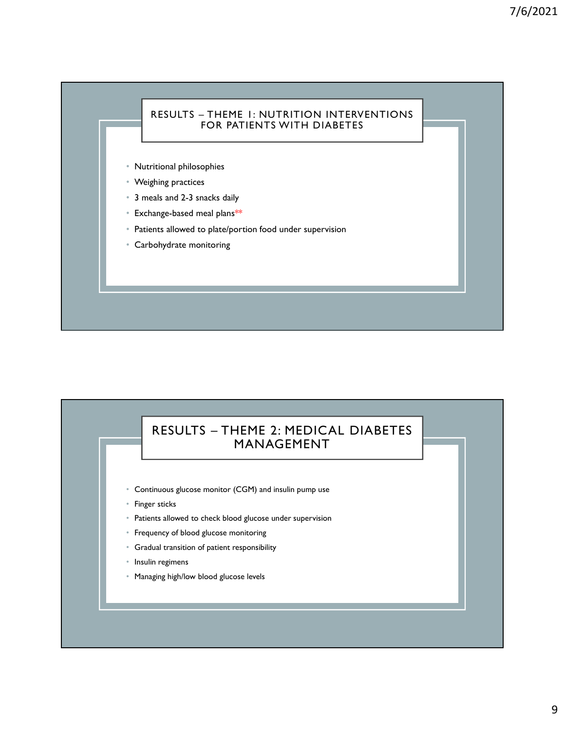## RESULTS – THEME 1: NUTRITION INTERVENTIONS FOR PATIENTS WITH DIABETES

- Nutritional philosophies
- Weighing practices
- 3 meals and 2-3 snacks daily
- Exchange-based meal plans**
- Patients allowed to plate/portion food under supervision
- Carbohydrate monitoring

## RESULTS – THEME 2: MEDICAL DIABETES MANAGEMENT

- Continuous glucose monitor (CGM) and insulin pump use
- Finger sticks
- Patients allowed to check blood glucose under supervision
- Frequency of blood glucose monitoring
- Gradual transition of patient responsibility
- Insulin regimens
- Managing high/low blood glucose levels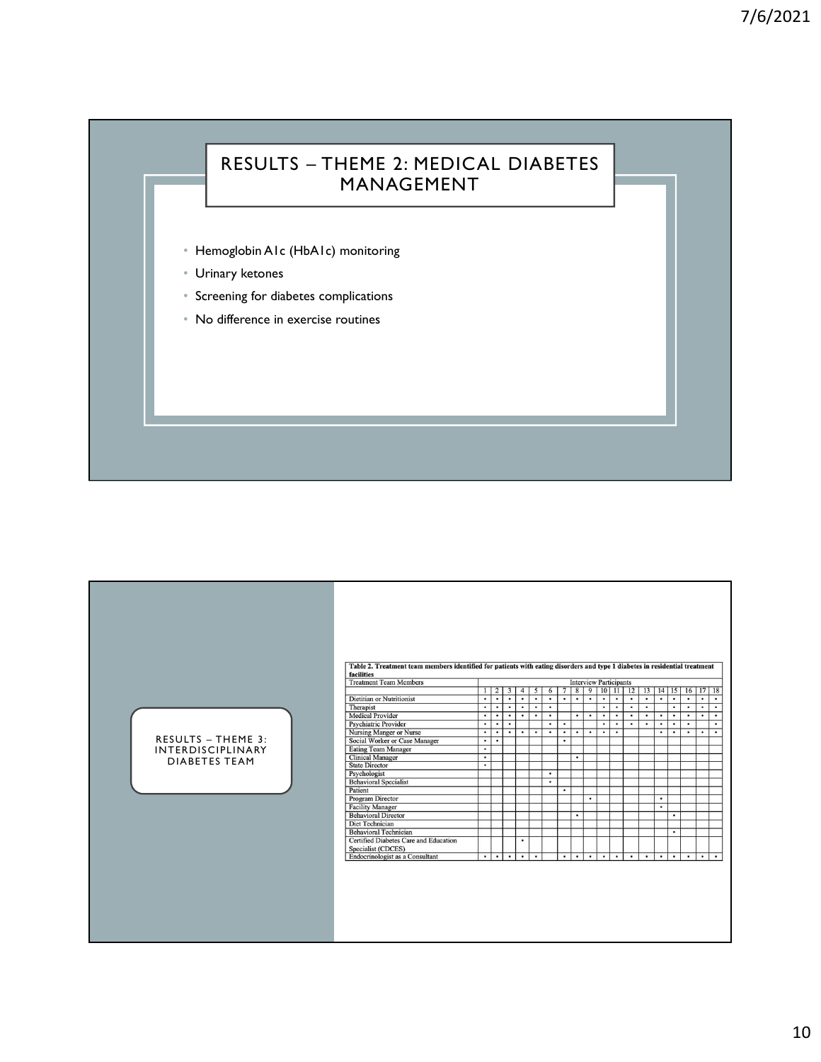# RESULTS – THEME 2: MEDICAL DIABETES MANAGEMENT

- Hemoglobin A1c (HbA1c) monitoring
- Urinary ketones
- Screening for diabetes complications
- No difference in exercise routines

# RESULTS – THEME 3: INTERDISCIPLINARY DIABETES TEAM

**Table 2. Treatment team members identified for patients with eating disorders and type 1 diabetes in residential treatment facilities**

| Treatment Team Members | Interview Participants | | | | | | | | | | | | | | | | | |
|---|---|---|---|---|---|---|---|---|---|---|---|---|---|---|---|---|---|---|
| | 1 | 2 | 3 | 4 | 5 | 6 | 7 | 8 | 9 | 10 | 11 | 12 | 13 | 14 | 15 | 16 | 17 | 18 |
| Dietitian or Nutritionist | • | • | • | • | • | • | • | • | • | • | • | • | • | • | • | • | • | • |
| Therapist | • | • | • | • | • | • | | | | • | • | • | • | | • | • | • | • |
| Medical Provider | • | • | • | • | • | • | | • | • | • | • | • | • | • | • | • | • | • |
| Psychiatric Provider | • | • | • | | | • | • | | | • | • | • | • | • | • | • | | • |
| Nursing Manger or Nurse | • | • | • | • | • | • | • | • | • | • | • | | | • | • | • | • | • |
| Social Worker or Case Manager | • | • | | | | | • | | | | | | | | | | | |
| Eating Team Manager | • | | | | | | | | | | | | | | | | | |
| Clinical Manager | • | | | | | | | • | | | | | | | | | | |
| State Director | • | | | | | | | | | | | | | | | | | |
| Psychologist | | | | | | • | | | | | | | | | | | | |
| Behavioral Specialist | | | | | | • | | | | | | | | | | | | |
| Patient | | | | | | | • | | | | | | | | | | | |
| Program Director | | | | | | | | | • | | | | | • | | | | |
| Facility Manager | | | | | | | | | | | | | | • | | | | |
| Behavioral Director | | | | | | | | • | | | | | | | • | | | |
| Diet Technician | | | | | | | | | | | | | | | | | | |
| Behavioral Technician | | | | | | | | | | | | | | | • | | | |
| Certified Diabetes Care and Education Specialist (CDCES) | | | | • | | | | | | | | | | | | | | |
| Endocrinologist as a Consultant | • | • | • | • | • | | • | • | • | • | • | • | • | • | • | • | • | • |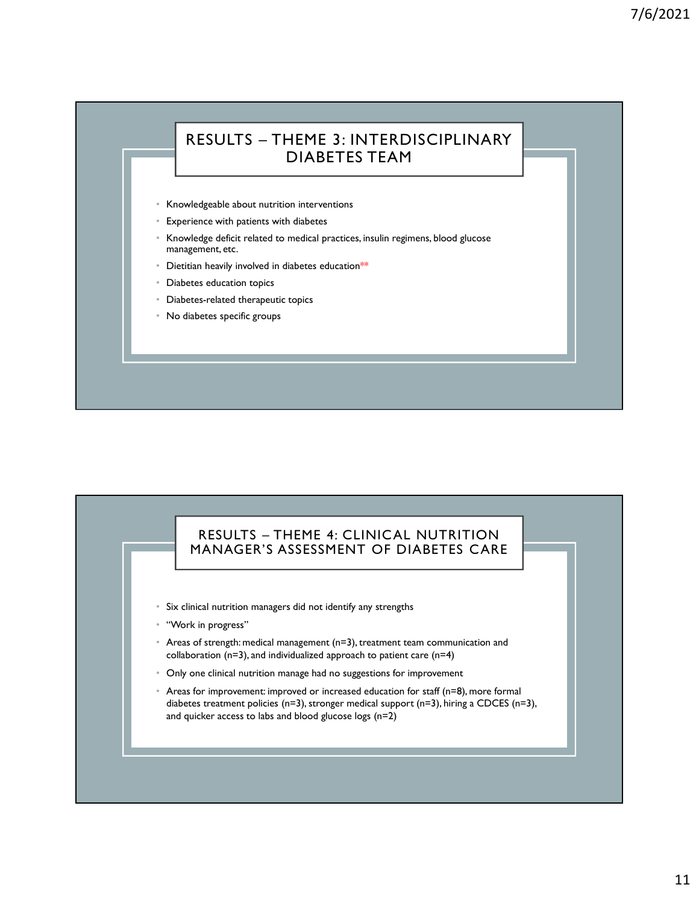## RESULTS – THEME 3: INTERDISCIPLINARY DIABETES TEAM

- Knowledgeable about nutrition interventions
- Experience with patients with diabetes
- Knowledge deficit related to medical practices, insulin regimens, blood glucose management, etc.
- Dietitian heavily involved in diabetes education**
- Diabetes education topics
- Diabetes-related therapeutic topics
- No diabetes specific groups

## RESULTS – THEME 4: CLINICAL NUTRITION MANAGER'S ASSESSMENT OF DIABETES CARE

- Six clinical nutrition managers did not identify any strengths
- "Work in progress"
- Areas of strength: medical management (n=3), treatment team communication and collaboration (n=3), and individualized approach to patient care (n=4)
- Only one clinical nutrition manage had no suggestions for improvement
- Areas for improvement: improved or increased education for staff (n=8), more formal diabetes treatment policies (n=3), stronger medical support (n=3), hiring a CDCES (n=3), and quicker access to labs and blood glucose logs (n=2)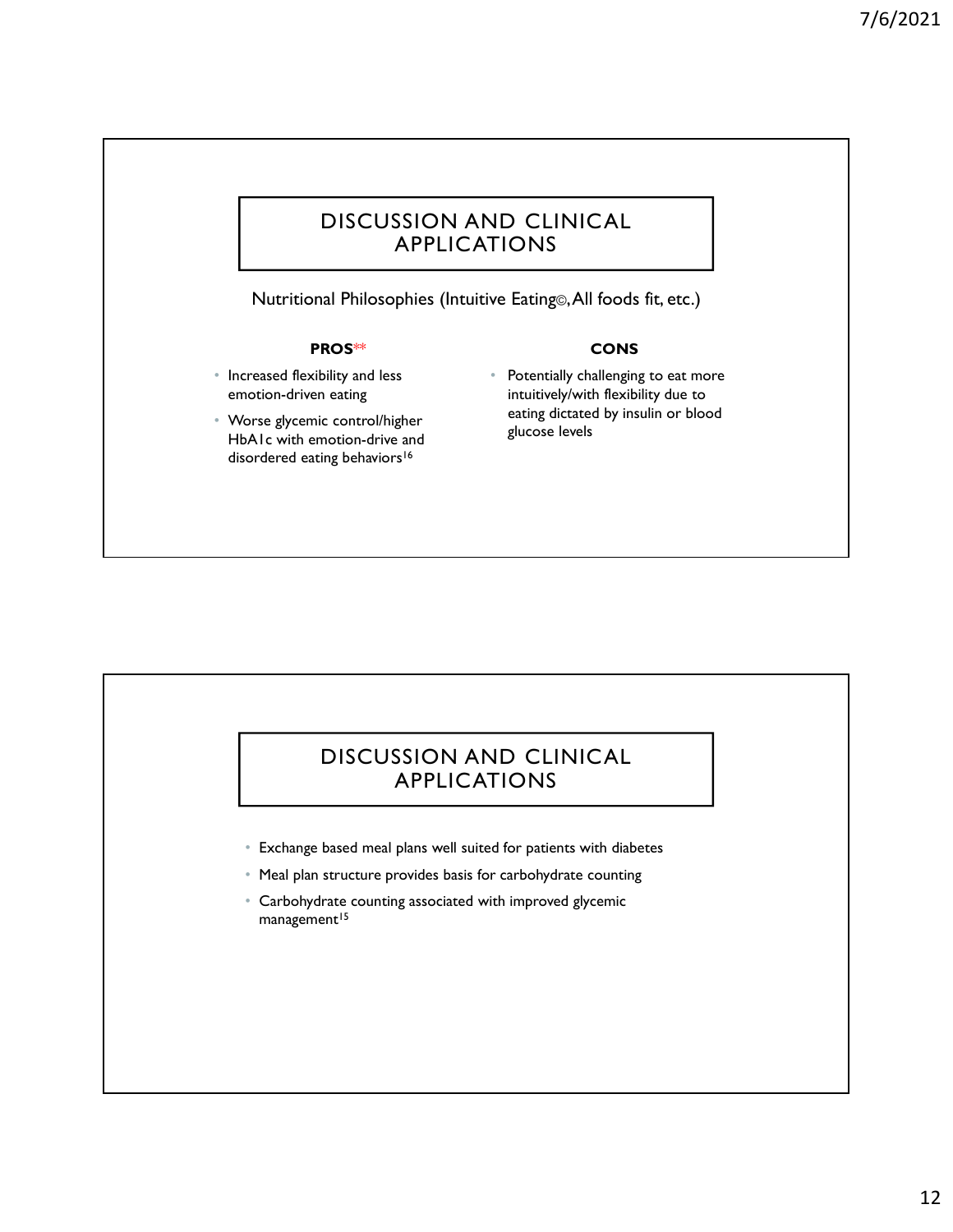## DISCUSSION AND CLINICAL APPLICATIONS

Nutritional Philosophies (Intuitive Eating©, All foods fit, etc.)

**PROS****

- Increased flexibility and less emotion-driven eating
- Worse glycemic control/higher HbA1c with emotion-drive and disordered eating behaviors[16]

**CONS**

- Potentially challenging to eat more intuitively/with flexibility due to eating dictated by insulin or blood glucose levels

## DISCUSSION AND CLINICAL APPLICATIONS

- Exchange based meal plans well suited for patients with diabetes
- Meal plan structure provides basis for carbohydrate counting
- Carbohydrate counting associated with improved glycemic management[15]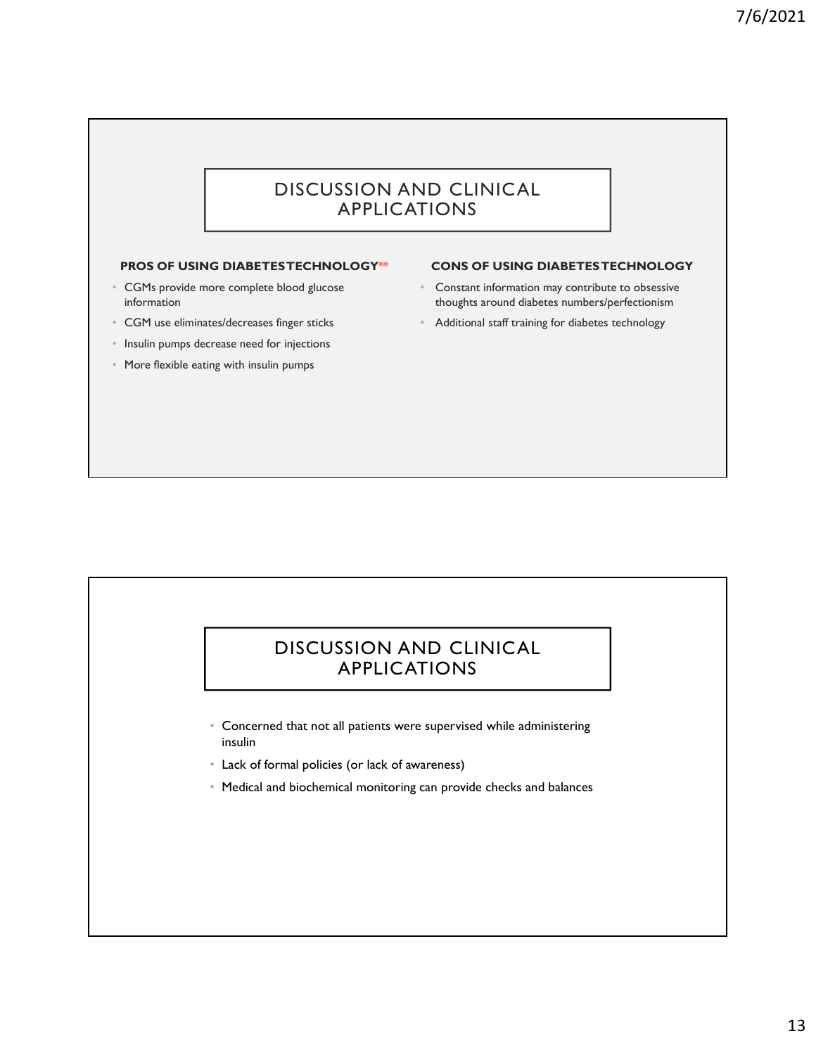## DISCUSSION AND CLINICAL APPLICATIONS

**PROS OF USING DIABETES TECHNOLOGY****

- CGMs provide more complete blood glucose information
- CGM use eliminates/decreases finger sticks
- Insulin pumps decrease need for injections
- More flexible eating with insulin pumps

**CONS OF USING DIABETES TECHNOLOGY**

- Constant information may contribute to obsessive thoughts around diabetes numbers/perfectionism
- Additional staff training for diabetes technology

## DISCUSSION AND CLINICAL APPLICATIONS

- Concerned that not all patients were supervised while administering insulin
- Lack of formal policies (or lack of awareness)
- Medical and biochemical monitoring can provide checks and balances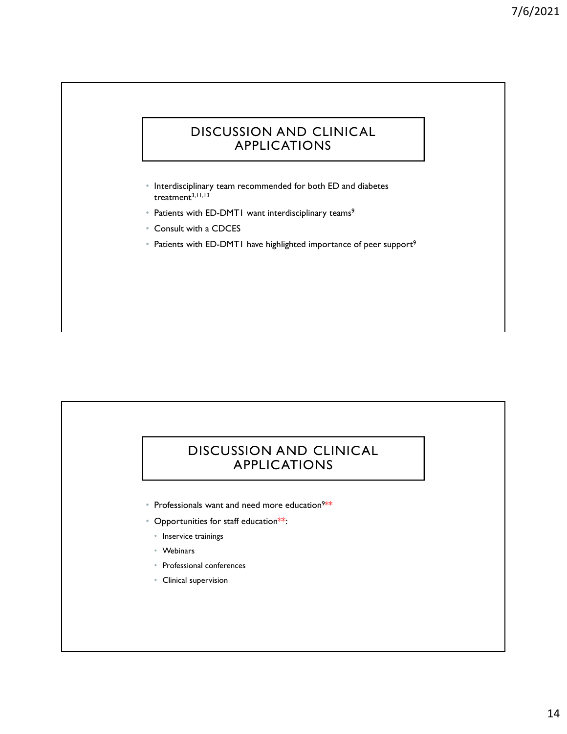## DISCUSSION AND CLINICAL APPLICATIONS

- Interdisciplinary team recommended for both ED and diabetes treatment[3,11,13]
- Patients with ED-DMT1 want interdisciplinary teams[9]
- Consult with a CDCES
- Patients with ED-DMT1 have highlighted importance of peer support[9]

## DISCUSSION AND CLINICAL APPLICATIONS

- Professionals want and need more education[9]**
- Opportunities for staff education**:
  - Inservice trainings
  - Webinars
  - Professional conferences
  - Clinical supervision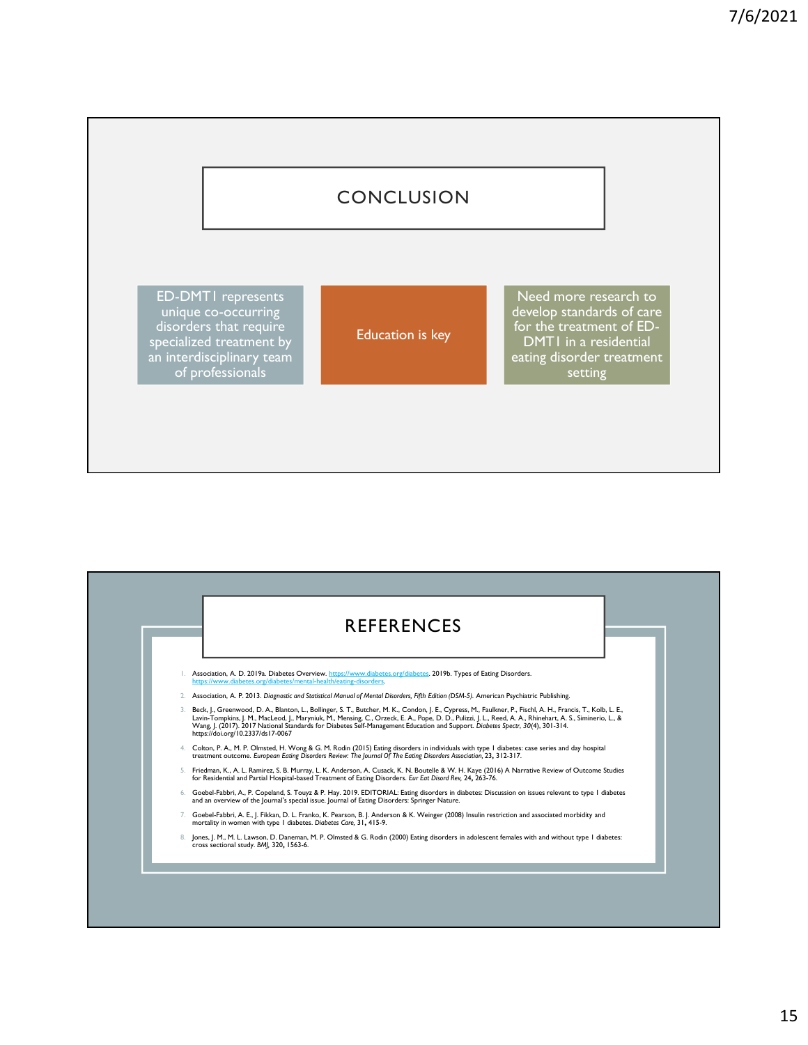# CONCLUSION

- ED-DMT1 represents unique co-occurring disorders that require specialized treatment by an interdisciplinary team of professionals
- Education is key
- Need more research to develop standards of care for the treatment of ED-DMT1 in a residential eating disorder treatment setting

# REFERENCES

1. Association, A. D. 2019a. Diabetes Overview. https://www.diabetes.org/diabetes. 2019b. Types of Eating Disorders. https://www.diabetes.org/diabetes/mental-health/eating-disorders.
2. Association, A. P. 2013. *Diagnostic and Statistical Manual of Mental Disorders, Fifth Edition (DSM-5).* American Psychiatric Publishing.
3. Beck, J., Greenwood, D. A., Blanton, L., Bollinger, S. T., Butcher, M. K., Condon, J. E., Cypress, M., Faulkner, P., Fischl, A. H., Francis, T., Kolb, L. E., Lavin-Tompkins, J. M., MacLeod, J., Maryniuk, M., Mensing, C., Orzeck, E. A., Pope, D. D., Pulizzi, J. L., Reed, A. A., Rhinehart, A. S., Siminerio, L., & Wang, J. (2017). 2017 National Standards for Diabetes Self-Management Education and Support. *Diabetes Spectr, 30*(4), 301-314. https://doi.org/10.2337/ds17-0067
4. Colton, P. A., M. P. Olmsted, H. Wong & G. M. Rodin (2015) Eating disorders in individuals with type 1 diabetes: case series and day hospital treatment outcome. *European Eating Disorders Review: The Journal Of The Eating Disorders Association,* 23**,** 312-317.
5. Friedman, K., A. L. Ramirez, S. B. Murray, L. K. Anderson, A. Cusack, K. N. Boutelle & W. H. Kaye (2016) A Narrative Review of Outcome Studies for Residential and Partial Hospital-based Treatment of Eating Disorders. *Eur Eat Disord Rev,* 24**,** 263-76.
6. Goebel-Fabbri, A., P. Copeland, S. Touyz & P. Hay. 2019. EDITORIAL: Eating disorders in diabetes: Discussion on issues relevant to type 1 diabetes and an overview of the Journal's special issue. Journal of Eating Disorders: Springer Nature.
7. Goebel-Fabbri, A. E., J. Fikkan, D. L. Franko, K. Pearson, B. J. Anderson & K. Weinger (2008) Insulin restriction and associated morbidity and mortality in women with type 1 diabetes. *Diabetes Care,* 31**,** 415-9.
8. Jones, J. M., M. L. Lawson, D. Daneman, M. P. Olmsted & G. Rodin (2000) Eating disorders in adolescent females with and without type 1 diabetes: cross sectional study. *BMJ,* 320**,** 1563-6.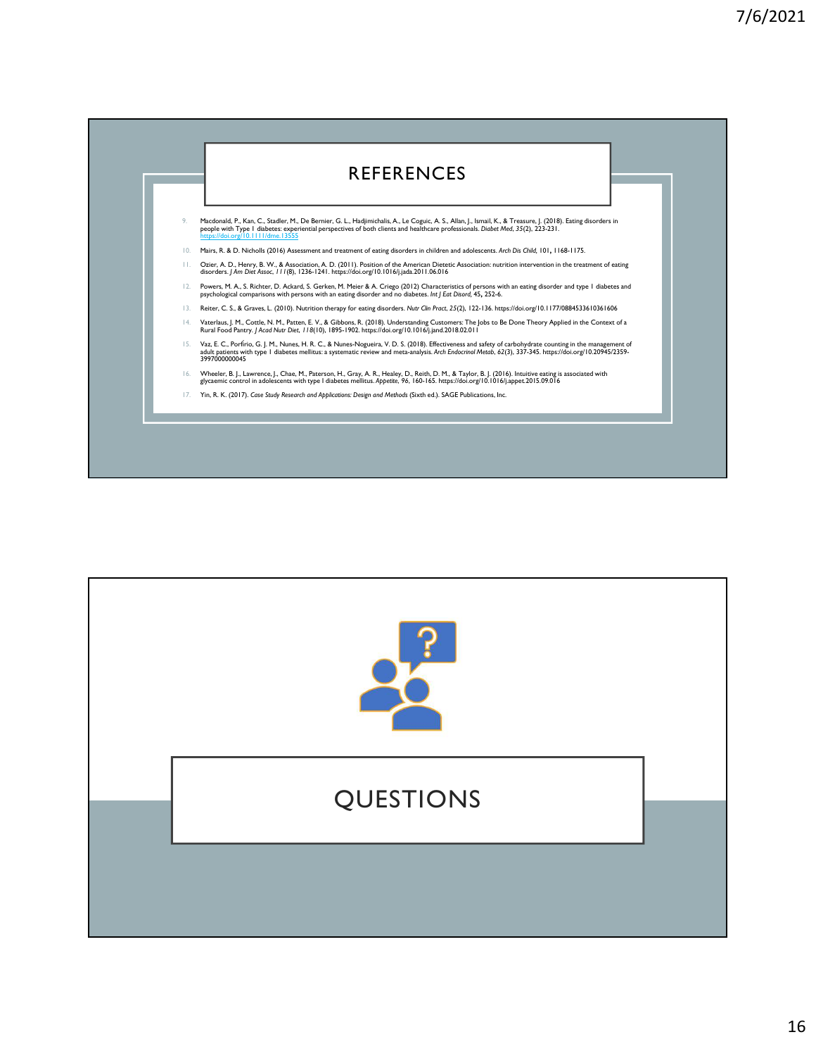# REFERENCES

9. Macdonald, P., Kan, C., Stadler, M., De Bernier, G. L., Hadjimichalis, A., Le Coguic, A. S., Allan, J., Ismail, K., & Treasure, J. (2018). Eating disorders in people with Type 1 diabetes: experiential perspectives of both clients and healthcare professionals. *Diabet Med*, *35*(2), 223-231. https://doi.org/10.1111/dme.13555
10. Mairs, R. & D. Nicholls (2016) Assessment and treatment of eating disorders in children and adolescents. *Arch Dis Child*, 101, 1168-1175.
11. Ozier, A. D., Henry, B. W., & Association, A. D. (2011). Position of the American Dietetic Association: nutrition intervention in the treatment of eating disorders. *J Am Diet Assoc*, *111*(8), 1236-1241. https://doi.org/10.1016/j.jada.2011.06.016
12. Powers, M. A., S. Richter, D. Ackard, S. Gerken, M. Meier & A. Criego (2012) Characteristics of persons with an eating disorder and type 1 diabetes and psychological comparisons with persons with an eating disorder and no diabetes. *Int J Eat Disord*, 45, 252-6.
13. Reiter, C. S., & Graves, L. (2010). Nutrition therapy for eating disorders. *Nutr Clin Pract*, *25*(2), 122-136. https://doi.org/10.1177/0884533610361606
14. Vaterlaus, J. M., Cottle, N. M., Patten, E. V., & Gibbons, R. (2018). Understanding Customers: The Jobs to Be Done Theory Applied in the Context of a Rural Food Pantry. *J Acad Nutr Diet*, *118*(10), 1895-1902. https://doi.org/10.1016/j.jand.2018.02.011
15. Vaz, E. C., Porfírio, G. J. M., Nunes, H. R. C., & Nunes-Nogueira, V. D. S. (2018). Effectiveness and safety of carbohydrate counting in the management of adult patients with type 1 diabetes mellitus: a systematic review and meta-analysis. *Arch Endocrinol Metab*, *62*(3), 337-345. https://doi.org/10.20945/2359-3997000000045
16. Wheeler, B. J., Lawrence, J., Chae, M., Paterson, H., Gray, A. R., Healey, D., Reith, D. M., & Taylor, B. J. (2016). Intuitive eating is associated with glycaemic control in adolescents with type I diabetes mellitus. *Appetite*, *96*, 160-165. https://doi.org/10.1016/j.appet.2015.09.016
17. Yin, R. K. (2017). *Case Study Research and Applications: Design and Methods* (Sixth ed.). SAGE Publications, Inc.

# QUESTIONS